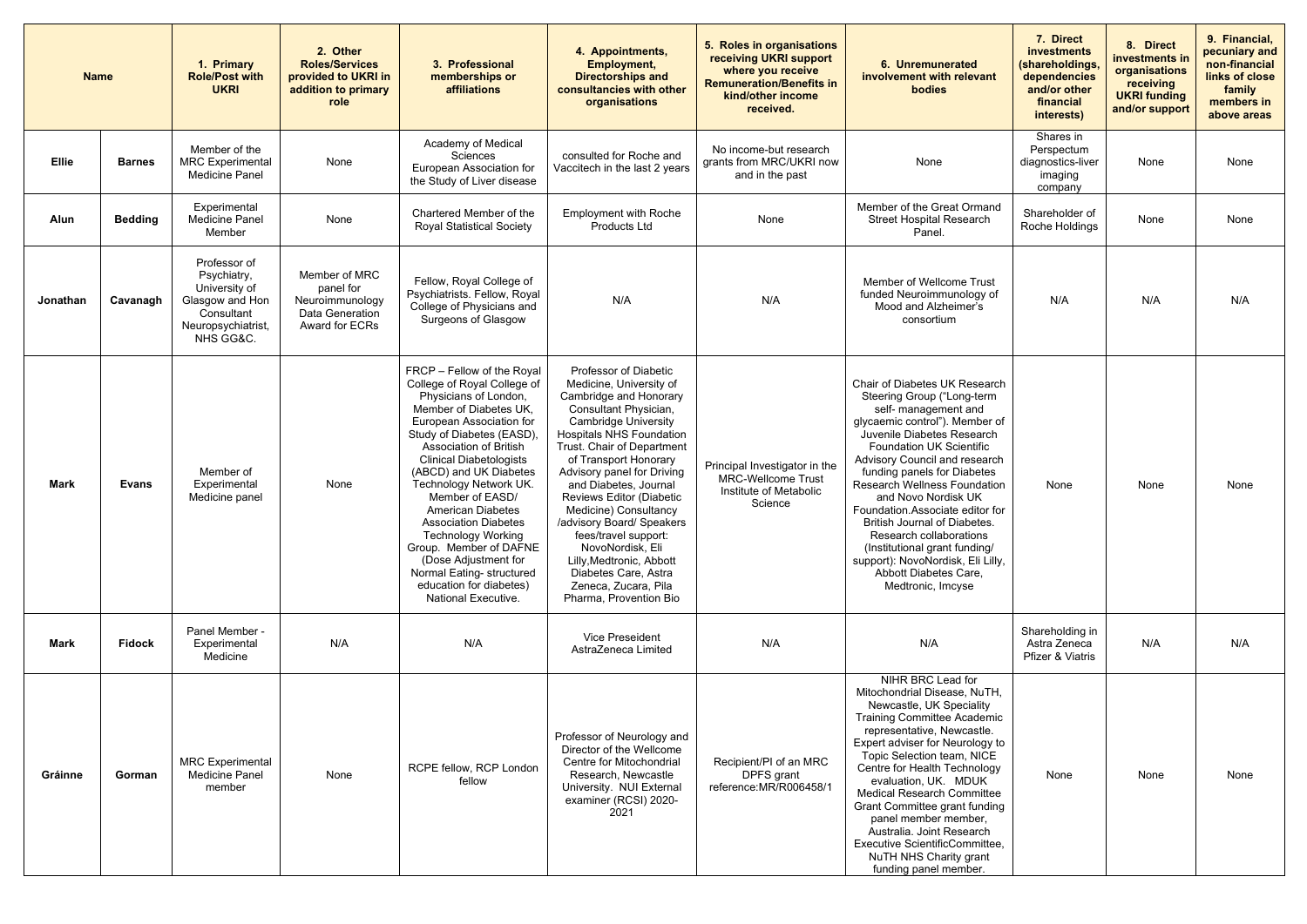| Name | | 1. Primary Role/Post with UKRI | 2. Other Roles/Services provided to UKRI in addition to primary role | 3. Professional memberships or affiliations | 4. Appointments, Employment, Directorships and consultancies with other organisations | 5. Roles in organisations receiving UKRI support where you receive Remuneration/Benefits in kind/other income received. | 6. Unremunerated involvement with relevant bodies | 7. Direct investments (shareholdings, dependencies and/or other financial interests) | 8. Direct investments in organisations receiving UKRI funding and/or support | 9. Financial, pecuniary and non-financial links of close family members in above areas |
|---|---|---|---|---|---|---|---|---|---|---|
| **Ellie** | **Barnes** | Member of the MRC Experimental Medicine Panel | None | Academy of Medical Sciences European Association for the Study of Liver disease | consulted for Roche and Vaccitech in the last 2 years | No income-but research grants from MRC/UKRI now and in the past | None | Shares in Perspectum diagnostics-liver imaging company | None | None |
| **Alun** | **Bedding** | Experimental Medicine Panel Member | None | Chartered Member of the Royal Statistical Society | Employment with Roche Products Ltd | None | Member of the Great Ormand Street Hospital Research Panel. | Shareholder of Roche Holdings | None | None |
| **Jonathan** | **Cavanagh** | Professor of Psychiatry, University of Glasgow and Hon Consultant Neuropsychiatrist, NHS GG&C. | Member of MRC panel for Neuroimmunology Data Generation Award for ECRs | Fellow, Royal College of Psychiatrists. Fellow, Royal College of Physicians and Surgeons of Glasgow | N/A | N/A | Member of Wellcome Trust funded Neuroimmunology of Mood and Alzheimer's consortium | N/A | N/A | N/A |
| **Mark** | **Evans** | Member of Experimental Medicine panel | None | FRCP – Fellow of the Royal College of Royal College of Physicians of London, Member of Diabetes UK, European Association for Study of Diabetes (EASD), Association of British Clinical Diabetologists (ABCD) and UK Diabetes Technology Network UK. Member of EASD/ American Diabetes Association Diabetes Technology Working Group. Member of DAFNE (Dose Adjustment for Normal Eating- structured education for diabetes) National Executive. | Professor of Diabetic Medicine, University of Cambridge and Honorary Consultant Physician, Cambridge University Hospitals NHS Foundation Trust. Chair of Department of Transport Honorary Advisory panel for Driving and Diabetes, Journal Reviews Editor (Diabetic Medicine) Consultancy /advisory Board/ Speakers fees/travel support: NovoNordisk, Eli Lilly,Medtronic, Abbott Diabetes Care, Astra Zeneca, Zucara, Pila Pharma, Provention Bio | Principal Investigator in the MRC-Wellcome Trust Institute of Metabolic Science | Chair of Diabetes UK Research Steering Group ("Long-term self- management and glycaemic control"). Member of Juvenile Diabetes Research Foundation UK Scientific Advisory Council and research funding panels for Diabetes Research Wellness Foundation and Novo Nordisk UK Foundation.Associate editor for British Journal of Diabetes. Research collaborations (Institutional grant funding/ support): NovoNordisk, Eli Lilly, Abbott Diabetes Care, Medtronic, Imcyse | None | None | None |
| **Mark** | **Fidock** | Panel Member - Experimental Medicine | N/A | N/A | Vice Preseident AstraZeneca Limited | N/A | N/A | Shareholding in Astra Zeneca Pfizer & Viatris | N/A | N/A |
| **Gráinne** | **Gorman** | MRC Experimental Medicine Panel member | None | RCPE fellow, RCP London fellow | Professor of Neurology and Director of the Wellcome Centre for Mitochondrial Research, Newcastle University. NUI External examiner (RCSI) 2020-2021 | Recipient/PI of an MRC DPFS grant reference:MR/R006458/1 | NIHR BRC Lead for Mitochondrial Disease, NuTH, Newcastle, UK Speciality Training Committee Academic representative, Newcastle. Expert adviser for Neurology to Topic Selection team, NICE Centre for Health Technology evaluation, UK. MDUK Medical Research Committee Grant Committee grant funding panel member member, Australia. Joint Research Executive ScientificCommittee, NuTH NHS Charity grant funding panel member. | None | None | None |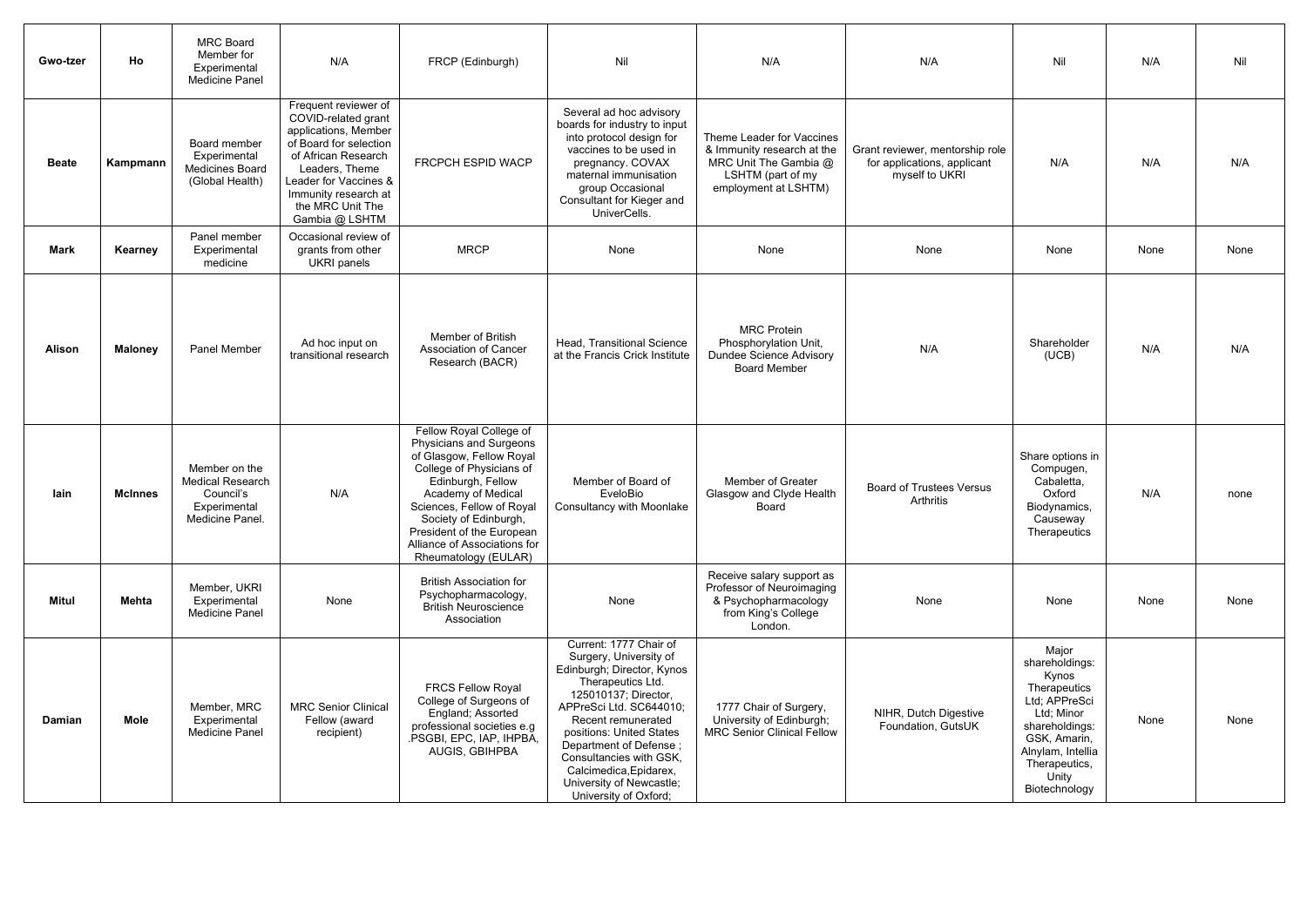| | | | | | | | | | | |
|---|---|---|---|---|---|---|---|---|---|---|
| **Gwo-tzer** | **Ho** | MRC Board Member for Experimental Medicine Panel | N/A | FRCP (Edinburgh) | Nil | N/A | N/A | Nil | N/A | Nil |
| **Beate** | **Kampmann** | Board member Experimental Medicines Board (Global Health) | Frequent reviewer of COVID-related grant applications, Member of Board for selection of African Research Leaders, Theme Leader for Vaccines & Immunity research at the MRC Unit The Gambia @ LSHTM | FRCPCH ESPID WACP | Several ad hoc advisory boards for industry to input into protocol design for vaccines to be used in pregnancy. COVAX maternal immunisation group Occasional Consultant for Kieger and UniverCells. | Theme Leader for Vaccines & Immunity research at the MRC Unit The Gambia @ LSHTM (part of my employment at LSHTM) | Grant reviewer, mentorship role for applications, applicant myself to UKRI | N/A | N/A | N/A |
| **Mark** | **Kearney** | Panel member Experimental medicine | Occasional review of grants from other UKRI panels | MRCP | None | None | None | None | None | None |
| **Alison** | **Maloney** | Panel Member | Ad hoc input on transitional research | Member of British Association of Cancer Research (BACR) | Head, Transitional Science at the Francis Crick Institute | MRC Protein Phosphorylation Unit, Dundee Science Advisory Board Member | N/A | Shareholder (UCB) | N/A | N/A |
| **Iain** | **McInnes** | Member on the Medical Research Council's Experimental Medicine Panel. | N/A | Fellow Royal College of Physicians and Surgeons of Glasgow, Fellow Royal College of Physicians of Edinburgh, Fellow Academy of Medical Sciences, Fellow of Royal Society of Edinburgh, President of the European Alliance of Associations for Rheumatology (EULAR) | Member of Board of EveloBio Consultancy with Moonlake | Member of Greater Glasgow and Clyde Health Board | Board of Trustees Versus Arthritis | Share options in Compugen, Cabaletta, Oxford Biodynamics, Causeway Therapeutics | N/A | none |
| **Mitul** | **Mehta** | Member, UKRI Experimental Medicine Panel | None | British Association for Psychopharmacology, British Neuroscience Association | None | Receive salary support as Professor of Neuroimaging & Psychopharmacology from King's College London. | None | None | None | None |
| **Damian** | **Mole** | Member, MRC Experimental Medicine Panel | MRC Senior Clinical Fellow (award recipient) | FRCS Fellow Royal College of Surgeons of England; Assorted professional societies e.g .PSGBI, EPC, IAP, IHPBA, AUGIS, GBIHPBA | Current: 1777 Chair of Surgery, University of Edinburgh; Director, Kynos Therapeutics Ltd. 125010137; Director, APPreSci Ltd. SC644010; Recent remunerated positions: United States Department of Defense ; Consultancies with GSK, Calcimedica,Epidarex, University of Newcastle; University of Oxford; | 1777 Chair of Surgery, University of Edinburgh; MRC Senior Clinical Fellow | NIHR, Dutch Digestive Foundation, GutsUK | Major shareholdings: Kynos Therapeutics Ltd; APPreSci Ltd; Minor shareholdings: GSK, Amarin, Alnylam, Intellia Therapeutics, Unity Biotechnology | None | None |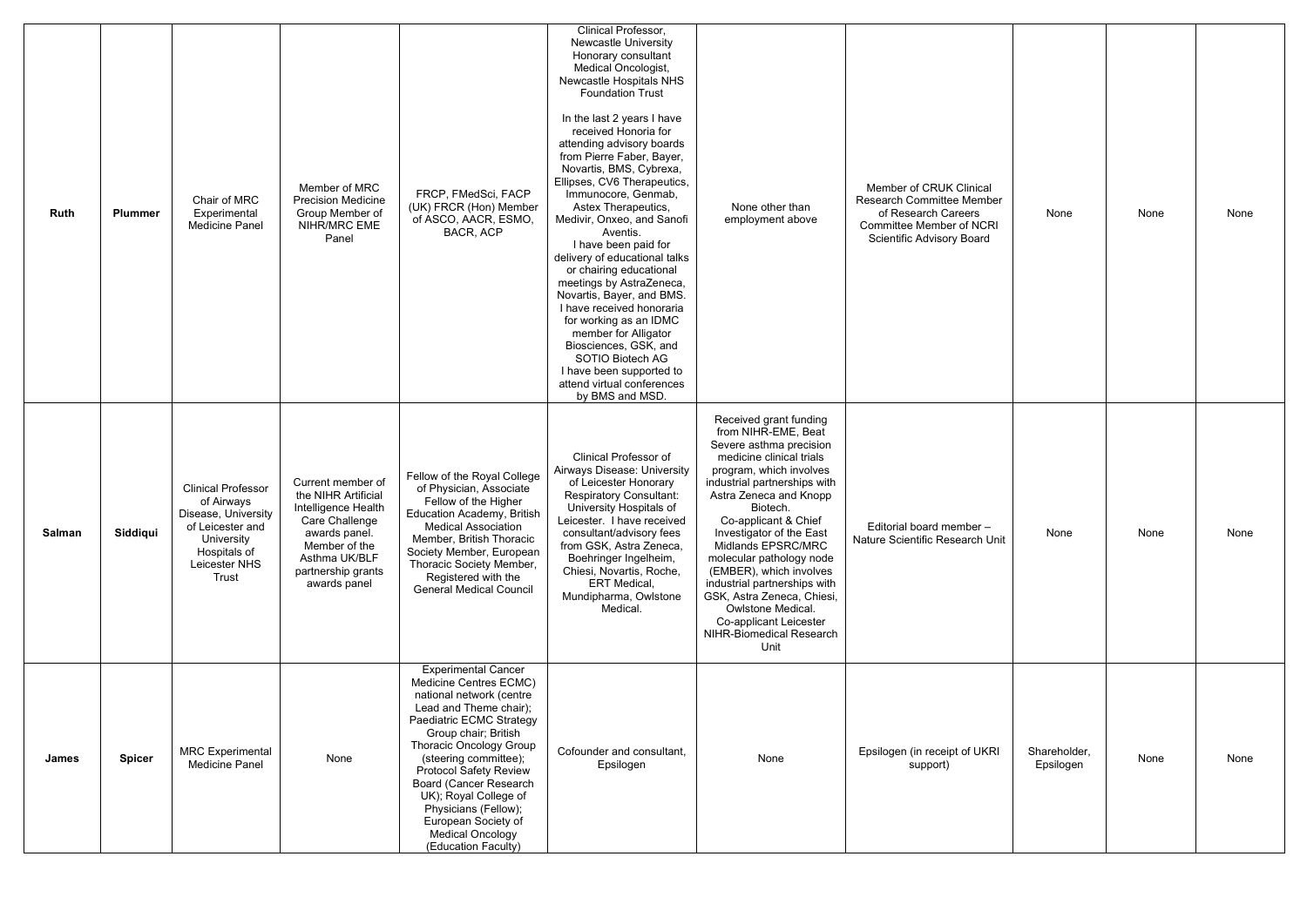| | | | | | | | | | | |
|---|---|---|---|---|---|---|---|---|---|---|
| Ruth | Plummer | Chair of MRC Experimental Medicine Panel | Member of MRC Precision Medicine Group Member of NIHR/MRC EME Panel | FRCP, FMedSci, FACP (UK) FRCR (Hon) Member of ASCO, AACR, ESMO, BACR, ACP | Clinical Professor, Newcastle University Honorary consultant Medical Oncologist, Newcastle Hospitals NHS Foundation Trust<br><br>In the last 2 years I have received Honoria for attending advisory boards from Pierre Faber, Bayer, Novartis, BMS, Cybrexa, Ellipses, CV6 Therapeutics, Immunocore, Genmab, Astex Therapeutics, Medivir, Onxeo, and Sanofi Aventis.<br>I have been paid for delivery of educational talks or chairing educational meetings by AstraZeneca, Novartis, Bayer, and BMS.<br>I have received honoraria for working as an IDMC member for Alligator Biosciences, GSK, and SOTIO Biotech AG<br>I have been supported to attend virtual conferences by BMS and MSD. | None other than employment above | Member of CRUK Clinical Research Committee Member of Research Careers Committee Member of NCRI Scientific Advisory Board | None | None | None |
| Salman | Siddiqui | Clinical Professor of Airways Disease, University of Leicester and University Hospitals of Leicester NHS Trust | Current member of the NIHR Artificial Intelligence Health Care Challenge awards panel. Member of the Asthma UK/BLF partnership grants awards panel | Fellow of the Royal College of Physician, Associate Fellow of the Higher Education Academy, British Medical Association Member, British Thoracic Society Member, European Thoracic Society Member, Registered with the General Medical Council | Clinical Professor of Airways Disease: University of Leicester Honorary Respiratory Consultant: University Hospitals of Leicester. I have received consultant/advisory fees from GSK, Astra Zeneca, Boehringer Ingelheim, Chiesi, Novartis, Roche, ERT Medical, Mundipharma, Owlstone Medical. | Received grant funding from NIHR-EME, Beat Severe asthma precision medicine clinical trials program, which involves industrial partnerships with Astra Zeneca and Knopp Biotech.<br>Co-applicant & Chief Investigator of the East Midlands EPSRC/MRC molecular pathology node (EMBER), which involves industrial partnerships with GSK, Astra Zeneca, Chiesi, Owlstone Medical.<br>Co-applicant Leicester NIHR-Biomedical Research Unit | Editorial board member – Nature Scientific Research Unit | None | None | None |
| James | Spicer | MRC Experimental Medicine Panel | None | Experimental Cancer Medicine Centres ECMC) national network (centre Lead and Theme chair); Paediatric ECMC Strategy Group chair; British Thoracic Oncology Group (steering committee); Protocol Safety Review Board (Cancer Research UK); Royal College of Physicians (Fellow); European Society of Medical Oncology (Education Faculty) | Cofounder and consultant, Epsilogen | None | Epsilogen (in receipt of UKRI support) | Shareholder, Epsilogen | None | None |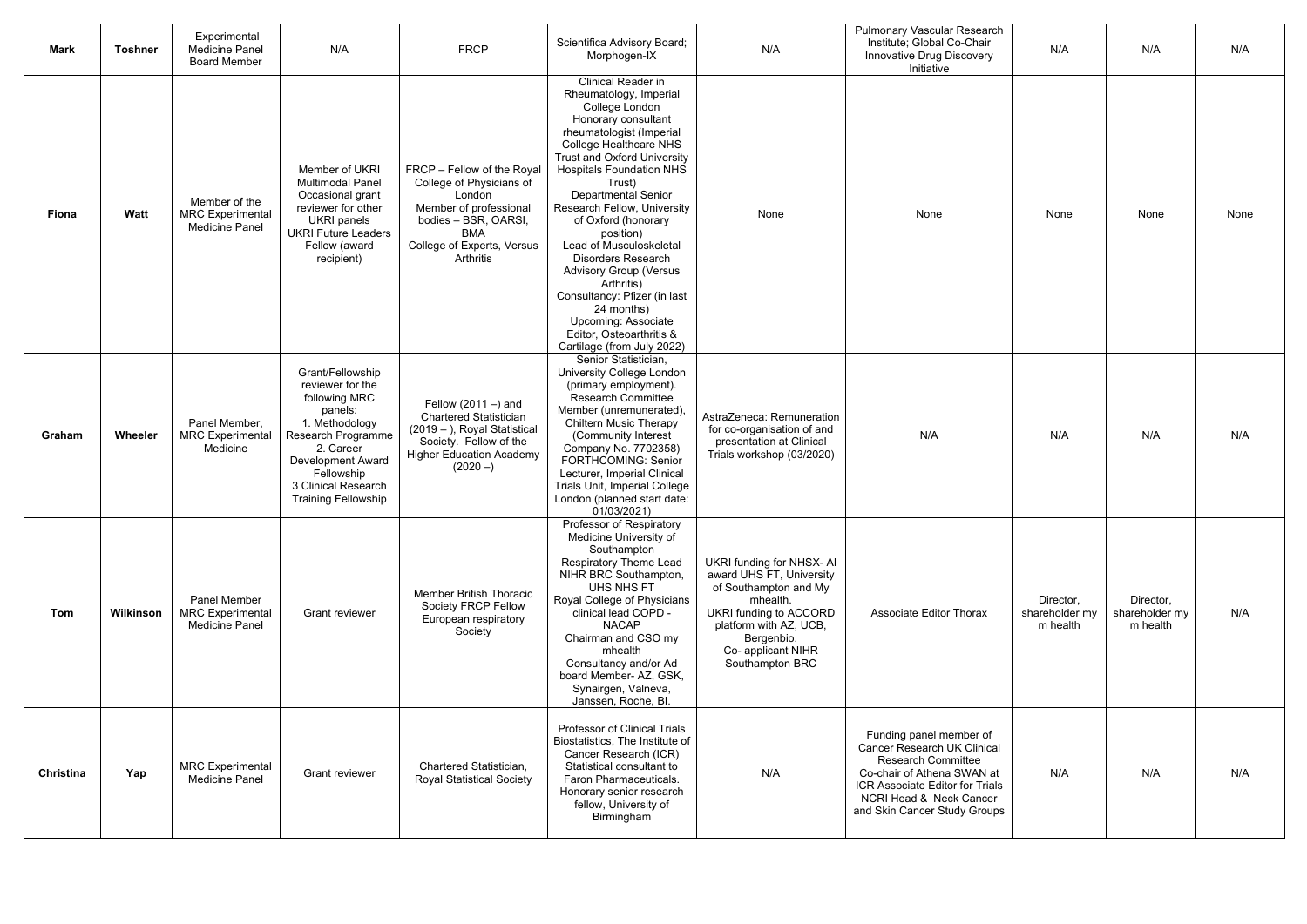| | | | | | | | | | | |
|---|---|---|---|---|---|---|---|---|---|---|
| **Mark** | **Toshner** | Experimental Medicine Panel Board Member | N/A | FRCP | Scientifica Advisory Board; Morphogen-IX | N/A | Pulmonary Vascular Research Institute; Global Co-Chair Innovative Drug Discovery Initiative | N/A | N/A | N/A |
| **Fiona** | **Watt** | Member of the MRC Experimental Medicine Panel | Member of UKRI Multimodal Panel<br>Occasional grant reviewer for other UKRI panels<br>UKRI Future Leaders Fellow (award recipient) | FRCP – Fellow of the Royal College of Physicians of London<br>Member of professional bodies – BSR, OARSI, BMA<br>College of Experts, Versus Arthritis | Clinical Reader in Rheumatology, Imperial College London<br>Honorary consultant rheumatologist (Imperial College Healthcare NHS Trust and Oxford University Hospitals Foundation NHS Trust)<br>Departmental Senior Research Fellow, University of Oxford (honorary position)<br>Lead of Musculoskeletal Disorders Research Advisory Group (Versus Arthritis)<br>Consultancy: Pfizer (in last 24 months)<br>Upcoming: Associate Editor, Osteoarthritis & Cartilage (from July 2022) | None | None | None | None | None |
| **Graham** | **Wheeler** | Panel Member, MRC Experimental Medicine | Grant/Fellowship reviewer for the following MRC panels:<br>1. Methodology Research Programme<br>2. Career Development Award Fellowship<br>3 Clinical Research Training Fellowship | Fellow (2011 –) and Chartered Statistician (2019 – ), Royal Statistical Society. Fellow of the Higher Education Academy (2020 –) | Senior Statistician, University College London (primary employment).<br>Research Committee Member (unremunerated), Chiltern Music Therapy (Community Interest Company No. 7702358)<br>FORTHCOMING: Senior Lecturer, Imperial Clinical Trials Unit, Imperial College London (planned start date: 01/03/2021) | AstraZeneca: Remuneration for co-organisation of and presentation at Clinical Trials workshop (03/2020) | N/A | N/A | N/A | N/A |
| **Tom** | **Wilkinson** | Panel Member MRC Experimental Medicine Panel | Grant reviewer | Member British Thoracic Society FRCP Fellow European respiratory Society | Professor of Respiratory Medicine University of Southampton<br>Respiratory Theme Lead NIHR BRC Southampton, UHS NHS FT<br>Royal College of Physicians clinical lead COPD - NACAP<br>Chairman and CSO my mhealth<br>Consultancy and/or Ad board Member- AZ, GSK, Synairgen, Valneva, Janssen, Roche, BI. | UKRI funding for NHSX- AI award UHS FT, University of Southampton and My mhealth.<br>UKRI funding to ACCORD platform with AZ, UCB, Bergenbio.<br>Co- applicant NIHR Southampton BRC | Associate Editor Thorax | Director, shareholder my m health | Director, shareholder my m health | N/A |
| **Christina** | **Yap** | MRC Experimental Medicine Panel | Grant reviewer | Chartered Statistician, Royal Statistical Society | Professor of Clinical Trials Biostatistics, The Institute of Cancer Research (ICR)<br>Statistical consultant to Faron Pharmaceuticals.<br>Honorary senior research fellow, University of Birmingham | N/A | Funding panel member of Cancer Research UK Clinical Research Committee<br>Co-chair of Athena SWAN at ICR Associate Editor for Trials<br>NCRI Head & Neck Cancer and Skin Cancer Study Groups | N/A | N/A | N/A |